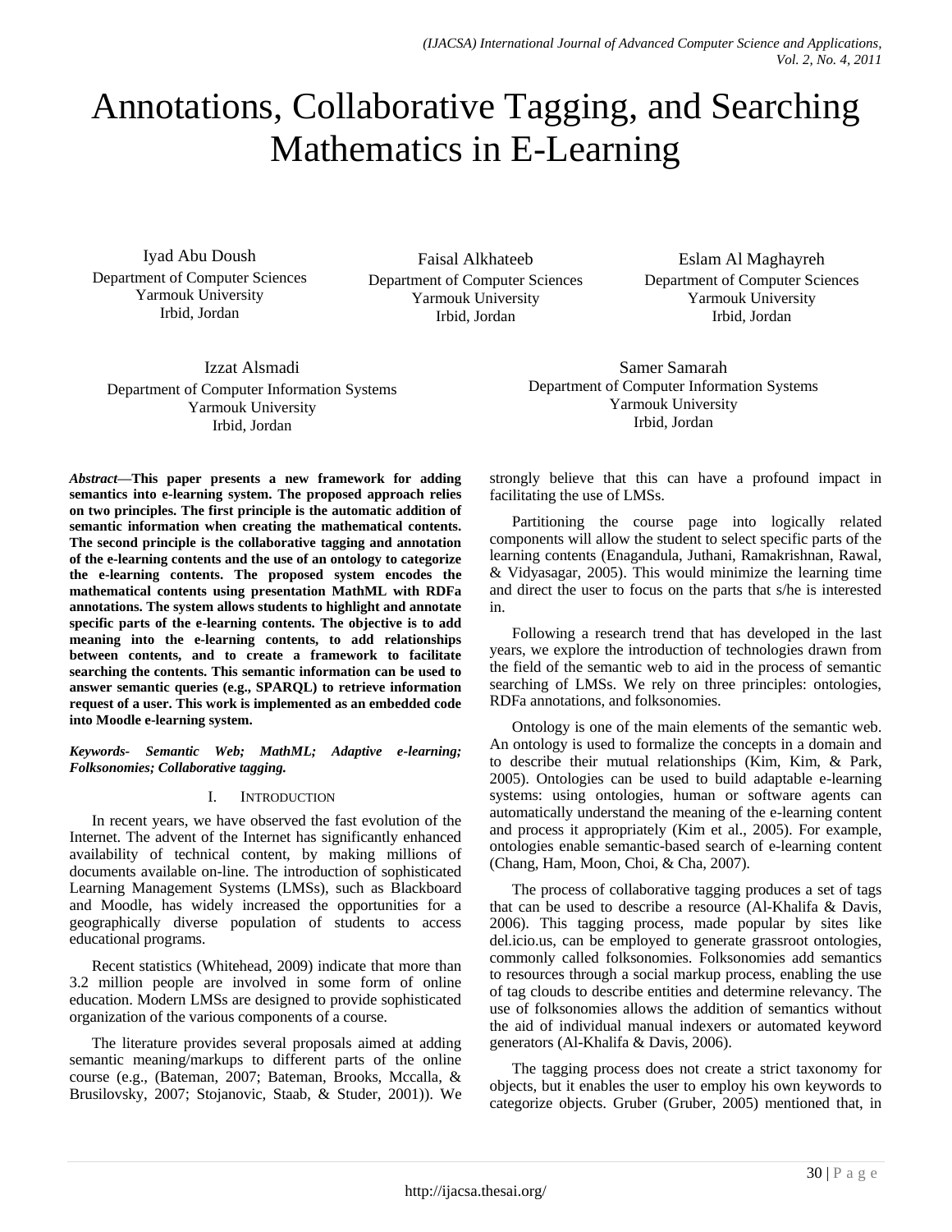# Annotations, Collaborative Tagging, and Searching Mathematics in E-Learning

Iyad Abu Doush
Department of Computer Sciences
Yarmouk University
Irbid, Jordan

Faisal Alkhateeb
Department of Computer Sciences
Yarmouk University
Irbid, Jordan

Eslam Al Maghayreh
Department of Computer Sciences
Yarmouk University
Irbid, Jordan

Izzat Alsmadi
Department of Computer Information Systems
Yarmouk University
Irbid, Jordan

Samer Samarah
Department of Computer Information Systems
Yarmouk University
Irbid, Jordan

***Abstract*—This paper presents a new framework for adding semantics into e-learning system. The proposed approach relies on two principles. The first principle is the automatic addition of semantic information when creating the mathematical contents. The second principle is the collaborative tagging and annotation of the e-learning contents and the use of an ontology to categorize the e-learning contents. The proposed system encodes the mathematical contents using presentation MathML with RDFa annotations. The system allows students to highlight and annotate specific parts of the e-learning contents. The objective is to add meaning into the e-learning contents, to add relationships between contents, and to create a framework to facilitate searching the contents. This semantic information can be used to answer semantic queries (e.g., SPARQL) to retrieve information request of a user. This work is implemented as an embedded code into Moodle e-learning system.**

***Keywords- Semantic Web; MathML; Adaptive e-learning; Folksonomies; Collaborative tagging.***

## I. Introduction

In recent years, we have observed the fast evolution of the Internet. The advent of the Internet has significantly enhanced availability of technical content, by making millions of documents available on-line. The introduction of sophisticated Learning Management Systems (LMSs), such as Blackboard and Moodle, has widely increased the opportunities for a geographically diverse population of students to access educational programs.

Recent statistics (Whitehead, 2009) indicate that more than 3.2 million people are involved in some form of online education. Modern LMSs are designed to provide sophisticated organization of the various components of a course.

The literature provides several proposals aimed at adding semantic meaning/markups to different parts of the online course (e.g., (Bateman, 2007; Bateman, Brooks, Mccalla, & Brusilovsky, 2007; Stojanovic, Staab, & Studer, 2001)). We strongly believe that this can have a profound impact in facilitating the use of LMSs.

Partitioning the course page into logically related components will allow the student to select specific parts of the learning contents (Enagandula, Juthani, Ramakrishnan, Rawal, & Vidyasagar, 2005). This would minimize the learning time and direct the user to focus on the parts that s/he is interested in.

Following a research trend that has developed in the last years, we explore the introduction of technologies drawn from the field of the semantic web to aid in the process of semantic searching of LMSs. We rely on three principles: ontologies, RDFa annotations, and folksonomies.

Ontology is one of the main elements of the semantic web. An ontology is used to formalize the concepts in a domain and to describe their mutual relationships (Kim, Kim, & Park, 2005). Ontologies can be used to build adaptable e-learning systems: using ontologies, human or software agents can automatically understand the meaning of the e-learning content and process it appropriately (Kim et al., 2005). For example, ontologies enable semantic-based search of e-learning content (Chang, Ham, Moon, Choi, & Cha, 2007).

The process of collaborative tagging produces a set of tags that can be used to describe a resource (Al-Khalifa & Davis, 2006). This tagging process, made popular by sites like del.icio.us, can be employed to generate grassroot ontologies, commonly called folksonomies. Folksonomies add semantics to resources through a social markup process, enabling the use of tag clouds to describe entities and determine relevancy. The use of folksonomies allows the addition of semantics without the aid of individual manual indexers or automated keyword generators (Al-Khalifa & Davis, 2006).

The tagging process does not create a strict taxonomy for objects, but it enables the user to employ his own keywords to categorize objects. Gruber (Gruber, 2005) mentioned that, in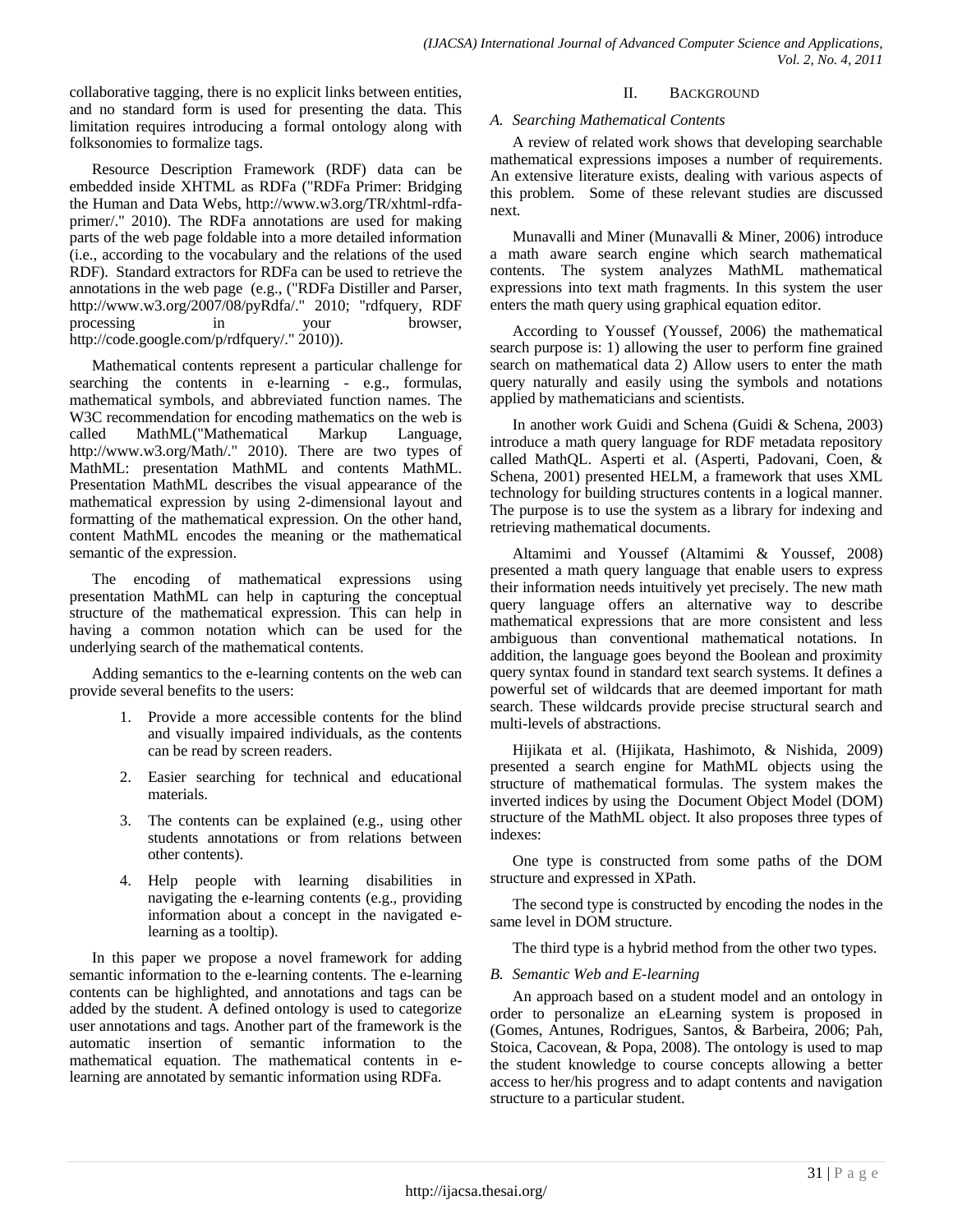collaborative tagging, there is no explicit links between entities, and no standard form is used for presenting the data. This limitation requires introducing a formal ontology along with folksonomies to formalize tags.

Resource Description Framework (RDF) data can be embedded inside XHTML as RDFa ("RDFa Primer: Bridging the Human and Data Webs, http://www.w3.org/TR/xhtml-rdfa-primer/." 2010). The RDFa annotations are used for making parts of the web page foldable into a more detailed information (i.e., according to the vocabulary and the relations of the used RDF). Standard extractors for RDFa can be used to retrieve the annotations in the web page (e.g., ("RDFa Distiller and Parser, http://www.w3.org/2007/08/pyRdfa/." 2010; "rdfquery, RDF processing in your browser, http://code.google.com/p/rdfquery/." 2010)).

Mathematical contents represent a particular challenge for searching the contents in e-learning - e.g., formulas, mathematical symbols, and abbreviated function names. The W3C recommendation for encoding mathematics on the web is called MathML("Mathematical Markup Language, http://www.w3.org/Math/." 2010). There are two types of MathML: presentation MathML and contents MathML. Presentation MathML describes the visual appearance of the mathematical expression by using 2-dimensional layout and formatting of the mathematical expression. On the other hand, content MathML encodes the meaning or the mathematical semantic of the expression.

The encoding of mathematical expressions using presentation MathML can help in capturing the conceptual structure of the mathematical expression. This can help in having a common notation which can be used for the underlying search of the mathematical contents.

Adding semantics to the e-learning contents on the web can provide several benefits to the users:

1. Provide a more accessible contents for the blind and visually impaired individuals, as the contents can be read by screen readers.
2. Easier searching for technical and educational materials.
3. The contents can be explained (e.g., using other students annotations or from relations between other contents).
4. Help people with learning disabilities in navigating the e-learning contents (e.g., providing information about a concept in the navigated e-learning as a tooltip).

In this paper we propose a novel framework for adding semantic information to the e-learning contents. The e-learning contents can be highlighted, and annotations and tags can be added by the student. A defined ontology is used to categorize user annotations and tags. Another part of the framework is the automatic insertion of semantic information to the mathematical equation. The mathematical contents in e-learning are annotated by semantic information using RDFa.

## II. Background

### A. Searching Mathematical Contents

A review of related work shows that developing searchable mathematical expressions imposes a number of requirements. An extensive literature exists, dealing with various aspects of this problem. Some of these relevant studies are discussed next.

Munavalli and Miner (Munavalli & Miner, 2006) introduce a math aware search engine which search mathematical contents. The system analyzes MathML mathematical expressions into text math fragments. In this system the user enters the math query using graphical equation editor.

According to Youssef (Youssef, 2006) the mathematical search purpose is: 1) allowing the user to perform fine grained search on mathematical data 2) Allow users to enter the math query naturally and easily using the symbols and notations applied by mathematicians and scientists.

In another work Guidi and Schena (Guidi & Schena, 2003) introduce a math query language for RDF metadata repository called MathQL. Asperti et al. (Asperti, Padovani, Coen, & Schena, 2001) presented HELM, a framework that uses XML technology for building structures contents in a logical manner. The purpose is to use the system as a library for indexing and retrieving mathematical documents.

Altamimi and Youssef (Altamimi & Youssef, 2008) presented a math query language that enable users to express their information needs intuitively yet precisely. The new math query language offers an alternative way to describe mathematical expressions that are more consistent and less ambiguous than conventional mathematical notations. In addition, the language goes beyond the Boolean and proximity query syntax found in standard text search systems. It defines a powerful set of wildcards that are deemed important for math search. These wildcards provide precise structural search and multi-levels of abstractions.

Hijikata et al. (Hijikata, Hashimoto, & Nishida, 2009) presented a search engine for MathML objects using the structure of mathematical formulas. The system makes the inverted indices by using the Document Object Model (DOM) structure of the MathML object. It also proposes three types of indexes:

One type is constructed from some paths of the DOM structure and expressed in XPath.

The second type is constructed by encoding the nodes in the same level in DOM structure.

The third type is a hybrid method from the other two types.

### B. Semantic Web and E-learning

An approach based on a student model and an ontology in order to personalize an eLearning system is proposed in (Gomes, Antunes, Rodrigues, Santos, & Barbeira, 2006; Pah, Stoica, Cacovean, & Popa, 2008). The ontology is used to map the student knowledge to course concepts allowing a better access to her/his progress and to adapt contents and navigation structure to a particular student.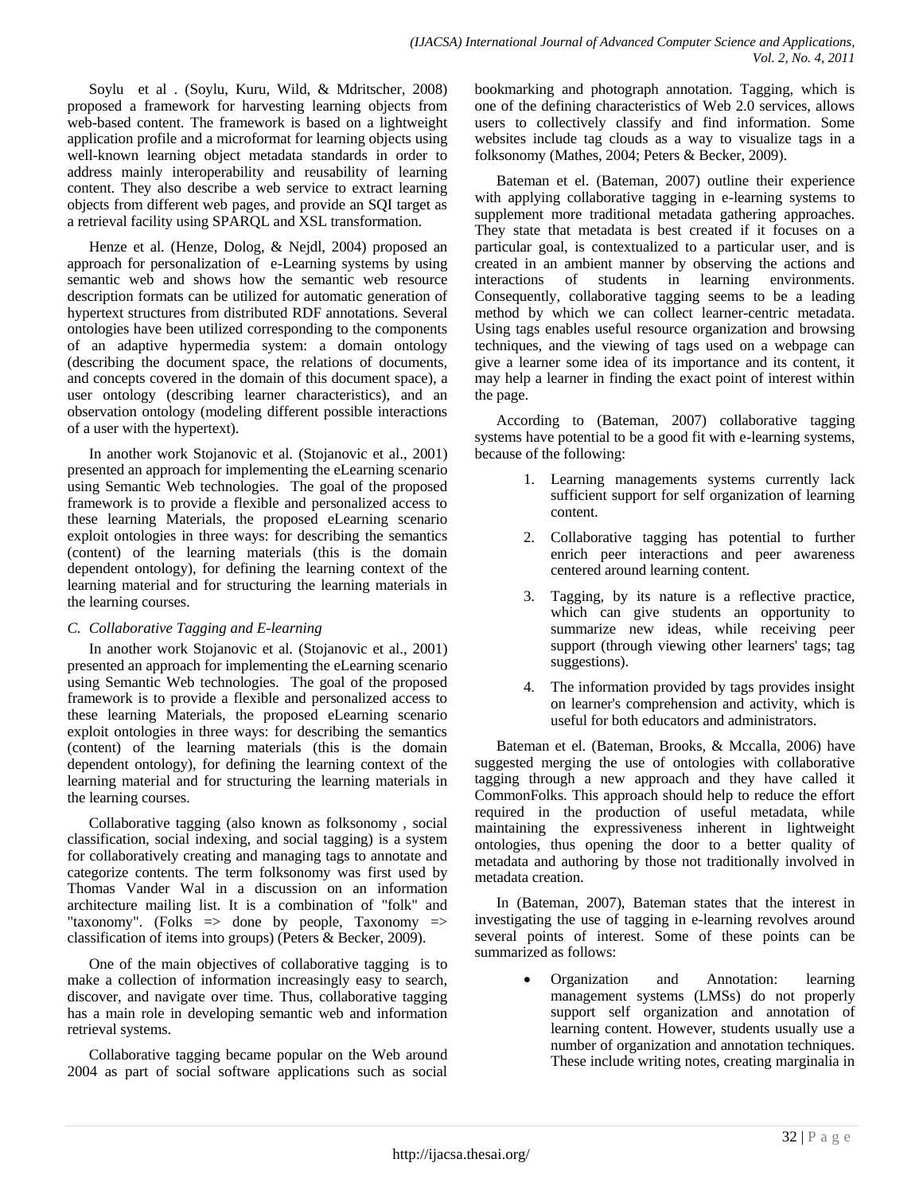Soylu et al . (Soylu, Kuru, Wild, & Mdritscher, 2008) proposed a framework for harvesting learning objects from web-based content. The framework is based on a lightweight application profile and a microformat for learning objects using well-known learning object metadata standards in order to address mainly interoperability and reusability of learning content. They also describe a web service to extract learning objects from different web pages, and provide an SQI target as a retrieval facility using SPARQL and XSL transformation.

Henze et al. (Henze, Dolog, & Nejdl, 2004) proposed an approach for personalization of e-Learning systems by using semantic web and shows how the semantic web resource description formats can be utilized for automatic generation of hypertext structures from distributed RDF annotations. Several ontologies have been utilized corresponding to the components of an adaptive hypermedia system: a domain ontology (describing the document space, the relations of documents, and concepts covered in the domain of this document space), a user ontology (describing learner characteristics), and an observation ontology (modeling different possible interactions of a user with the hypertext).

In another work Stojanovic et al. (Stojanovic et al., 2001) presented an approach for implementing the eLearning scenario using Semantic Web technologies. The goal of the proposed framework is to provide a flexible and personalized access to these learning Materials, the proposed eLearning scenario exploit ontologies in three ways: for describing the semantics (content) of the learning materials (this is the domain dependent ontology), for defining the learning context of the learning material and for structuring the learning materials in the learning courses.

### *C. Collaborative Tagging and E-learning*

In another work Stojanovic et al. (Stojanovic et al., 2001) presented an approach for implementing the eLearning scenario using Semantic Web technologies. The goal of the proposed framework is to provide a flexible and personalized access to these learning Materials, the proposed eLearning scenario exploit ontologies in three ways: for describing the semantics (content) of the learning materials (this is the domain dependent ontology), for defining the learning context of the learning material and for structuring the learning materials in the learning courses.

Collaborative tagging (also known as folksonomy , social classification, social indexing, and social tagging) is a system for collaboratively creating and managing tags to annotate and categorize contents. The term folksonomy was first used by Thomas Vander Wal in a discussion on an information architecture mailing list. It is a combination of "folk" and "taxonomy". (Folks => done by people, Taxonomy => classification of items into groups) (Peters & Becker, 2009).

One of the main objectives of collaborative tagging is to make a collection of information increasingly easy to search, discover, and navigate over time. Thus, collaborative tagging has a main role in developing semantic web and information retrieval systems.

Collaborative tagging became popular on the Web around 2004 as part of social software applications such as social bookmarking and photograph annotation. Tagging, which is one of the defining characteristics of Web 2.0 services, allows users to collectively classify and find information. Some websites include tag clouds as a way to visualize tags in a folksonomy (Mathes, 2004; Peters & Becker, 2009).

Bateman et el. (Bateman, 2007) outline their experience with applying collaborative tagging in e-learning systems to supplement more traditional metadata gathering approaches. They state that metadata is best created if it focuses on a particular goal, is contextualized to a particular user, and is created in an ambient manner by observing the actions and interactions of students in learning environments. Consequently, collaborative tagging seems to be a leading method by which we can collect learner-centric metadata. Using tags enables useful resource organization and browsing techniques, and the viewing of tags used on a webpage can give a learner some idea of its importance and its content, it may help a learner in finding the exact point of interest within the page.

According to (Bateman, 2007) collaborative tagging systems have potential to be a good fit with e-learning systems, because of the following:

1. Learning managements systems currently lack sufficient support for self organization of learning content.
2. Collaborative tagging has potential to further enrich peer interactions and peer awareness centered around learning content.
3. Tagging, by its nature is a reflective practice, which can give students an opportunity to summarize new ideas, while receiving peer support (through viewing other learners' tags; tag suggestions).
4. The information provided by tags provides insight on learner's comprehension and activity, which is useful for both educators and administrators.

Bateman et el. (Bateman, Brooks, & Mccalla, 2006) have suggested merging the use of ontologies with collaborative tagging through a new approach and they have called it CommonFolks. This approach should help to reduce the effort required in the production of useful metadata, while maintaining the expressiveness inherent in lightweight ontologies, thus opening the door to a better quality of metadata and authoring by those not traditionally involved in metadata creation.

In (Bateman, 2007), Bateman states that the interest in investigating the use of tagging in e-learning revolves around several points of interest. Some of these points can be summarized as follows:

- Organization and Annotation: learning management systems (LMSs) do not properly support self organization and annotation of learning content. However, students usually use a number of organization and annotation techniques. These include writing notes, creating marginalia in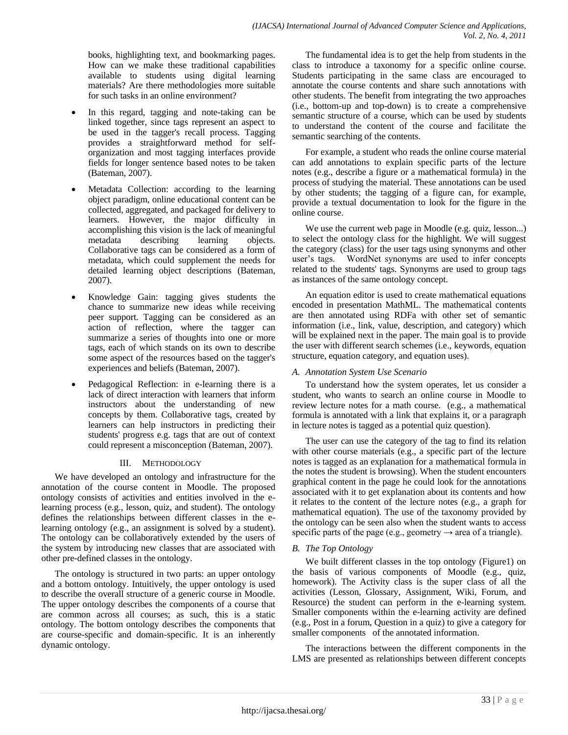books, highlighting text, and bookmarking pages. How can we make these traditional capabilities available to students using digital learning materials? Are there methodologies more suitable for such tasks in an online environment?

- In this regard, tagging and note-taking can be linked together, since tags represent an aspect to be used in the tagger's recall process. Tagging provides a straightforward method for self-organization and most tagging interfaces provide fields for longer sentence based notes to be taken (Bateman, 2007).
- Metadata Collection: according to the learning object paradigm, online educational content can be collected, aggregated, and packaged for delivery to learners. However, the major difficulty in accomplishing this vision is the lack of meaningful metadata describing learning objects. Collaborative tags can be considered as a form of metadata, which could supplement the needs for detailed learning object descriptions (Bateman, 2007).
- Knowledge Gain: tagging gives students the chance to summarize new ideas while receiving peer support. Tagging can be considered as an action of reflection, where the tagger can summarize a series of thoughts into one or more tags, each of which stands on its own to describe some aspect of the resources based on the tagger's experiences and beliefs (Bateman, 2007).
- Pedagogical Reflection: in e-learning there is a lack of direct interaction with learners that inform instructors about the understanding of new concepts by them. Collaborative tags, created by learners can help instructors in predicting their students' progress e.g. tags that are out of context could represent a misconception (Bateman, 2007).

## III. METHODOLOGY

We have developed an ontology and infrastructure for the annotation of the course content in Moodle. The proposed ontology consists of activities and entities involved in the e-learning process (e.g., lesson, quiz, and student). The ontology defines the relationships between different classes in the e-learning ontology (e.g., an assignment is solved by a student). The ontology can be collaboratively extended by the users of the system by introducing new classes that are associated with other pre-defined classes in the ontology.

The ontology is structured in two parts: an upper ontology and a bottom ontology. Intuitively, the upper ontology is used to describe the overall structure of a generic course in Moodle. The upper ontology describes the components of a course that are common across all courses; as such, this is a static ontology. The bottom ontology describes the components that are course-specific and domain-specific. It is an inherently dynamic ontology.

The fundamental idea is to get the help from students in the class to introduce a taxonomy for a specific online course. Students participating in the same class are encouraged to annotate the course contents and share such annotations with other students. The benefit from integrating the two approaches (i.e., bottom-up and top-down) is to create a comprehensive semantic structure of a course, which can be used by students to understand the content of the course and facilitate the semantic searching of the contents.

For example, a student who reads the online course material can add annotations to explain specific parts of the lecture notes (e.g., describe a figure or a mathematical formula) in the process of studying the material. These annotations can be used by other students; the tagging of a figure can, for example, provide a textual documentation to look for the figure in the online course.

We use the current web page in Moodle (e.g. quiz, lesson...) to select the ontology class for the highlight. We will suggest the category (class) for the user tags using synonyms and other user's tags. WordNet synonyms are used to infer concepts related to the students' tags. Synonyms are used to group tags as instances of the same ontology concept.

An equation editor is used to create mathematical equations encoded in presentation MathML. The mathematical contents are then annotated using RDFa with other set of semantic information (i.e., link, value, description, and category) which will be explained next in the paper. The main goal is to provide the user with different search schemes (i.e., keywords, equation structure, equation category, and equation uses).

### *A. Annotation System Use Scenario*

To understand how the system operates, let us consider a student, who wants to search an online course in Moodle to review lecture notes for a math course. (e.g., a mathematical formula is annotated with a link that explains it, or a paragraph in lecture notes is tagged as a potential quiz question).

The user can use the category of the tag to find its relation with other course materials (e.g., a specific part of the lecture notes is tagged as an explanation for a mathematical formula in the notes the student is browsing). When the student encounters graphical content in the page he could look for the annotations associated with it to get explanation about its contents and how it relates to the content of the lecture notes (e.g., a graph for mathematical equation). The use of the taxonomy provided by the ontology can be seen also when the student wants to access specific parts of the page (e.g., geometry → area of a triangle).

### *B. The Top Ontology*

We built different classes in the top ontology (Figure1) on the basis of various components of Moodle (e.g., quiz, homework). The Activity class is the super class of all the activities (Lesson, Glossary, Assignment, Wiki, Forum, and Resource) the student can perform in the e-learning system. Smaller components within the e-learning activity are defined (e.g., Post in a forum, Question in a quiz) to give a category for smaller components of the annotated information.

The interactions between the different components in the LMS are presented as relationships between different concepts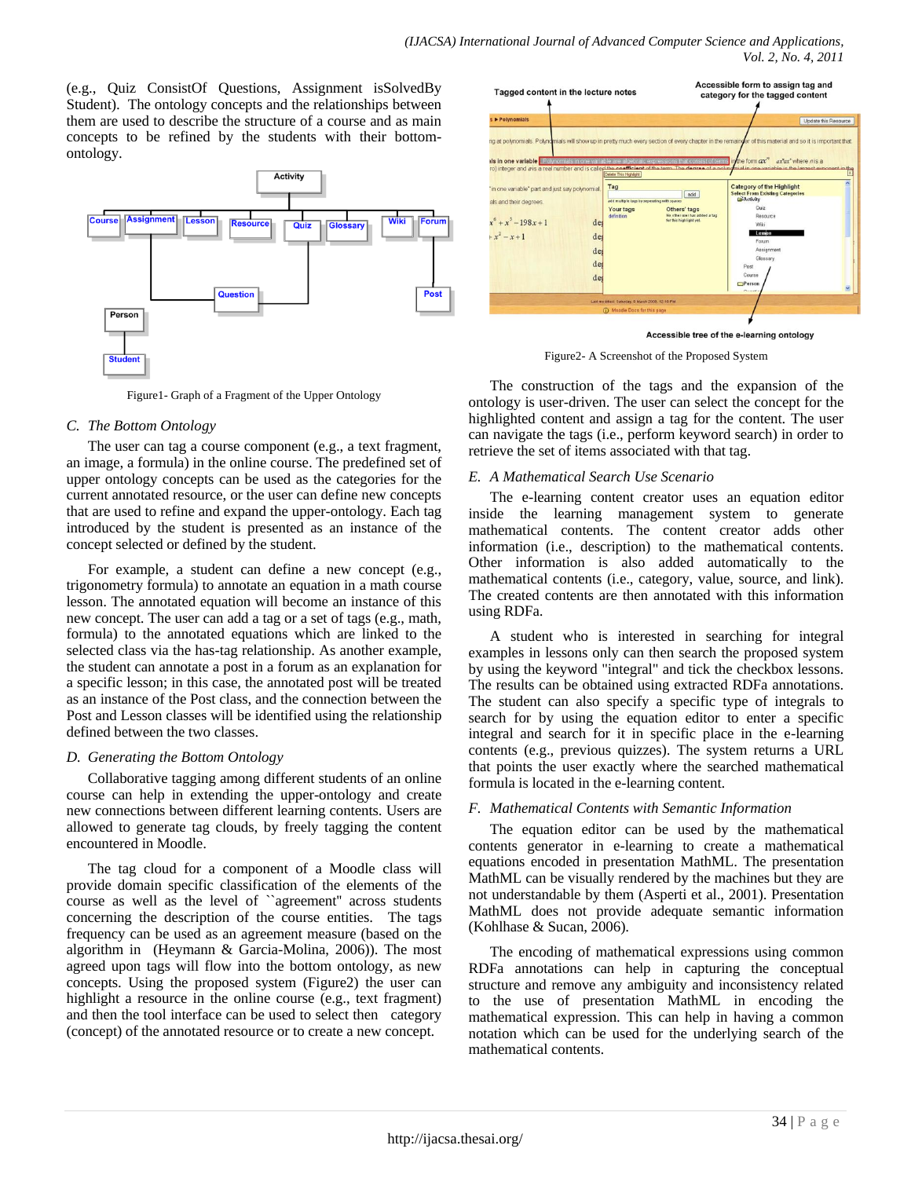(e.g., Quiz ConsistOf Questions, Assignment isSolvedBy Student). The ontology concepts and the relationships between them are used to describe the structure of a course and as main concepts to be refined by the students with their bottom-ontology.

Activity
Course
Assignment
Lesson
Resource
Quiz
Glossary
Wiki
Forum
Question
Post
Person
Student

Figure1- Graph of a Fragment of the Upper Ontology

### *C. The Bottom Ontology*

The user can tag a course component (e.g., a text fragment, an image, a formula) in the online course. The predefined set of upper ontology concepts can be used as the categories for the current annotated resource, or the user can define new concepts that are used to refine and expand the upper-ontology. Each tag introduced by the student is presented as an instance of the concept selected or defined by the student.

For example, a student can define a new concept (e.g., trigonometry formula) to annotate an equation in a math course lesson. The annotated equation will become an instance of this new concept. The user can add a tag or a set of tags (e.g., math, formula) to the annotated equations which are linked to the selected class via the has-tag relationship. As another example, the student can annotate a post in a forum as an explanation for a specific lesson; in this case, the annotated post will be treated as an instance of the Post class, and the connection between the Post and Lesson classes will be identified using the relationship defined between the two classes.

### *D. Generating the Bottom Ontology*

Collaborative tagging among different students of an online course can help in extending the upper-ontology and create new connections between different learning contents. Users are allowed to generate tag clouds, by freely tagging the content encountered in Moodle.

The tag cloud for a component of a Moodle class will provide domain specific classification of the elements of the course as well as the level of ``agreement'' across students concerning the description of the course entities. The tags frequency can be used as an agreement measure (based on the algorithm in (Heymann & Garcia-Molina, 2006)). The most agreed upon tags will flow into the bottom ontology, as new concepts. Using the proposed system (Figure2) the user can highlight a resource in the online course (e.g., text fragment) and then the tool interface can be used to select then category (concept) of the annotated resource or to create a new concept.

Tagged content in the lecture notes
Accessible form to assign tag and category for the tagged content
Accessible tree of the e-learning ontology

Figure2- A Screenshot of the Proposed System

The construction of the tags and the expansion of the ontology is user-driven. The user can select the concept for the highlighted content and assign a tag for the content. The user can navigate the tags (i.e., perform keyword search) in order to retrieve the set of items associated with that tag.

### *E. A Mathematical Search Use Scenario*

The e-learning content creator uses an equation editor inside the learning management system to generate mathematical contents. The content creator adds other information (i.e., description) to the mathematical contents. Other information is also added automatically to the mathematical contents (i.e., category, value, source, and link). The created contents are then annotated with this information using RDFa.

A student who is interested in searching for integral examples in lessons only can then search the proposed system by using the keyword "integral" and tick the checkbox lessons. The results can be obtained using extracted RDFa annotations. The student can also specify a specific type of integrals to search for by using the equation editor to enter a specific integral and search for it in specific place in the e-learning contents (e.g., previous quizzes). The system returns a URL that points the user exactly where the searched mathematical formula is located in the e-learning content.

### *F. Mathematical Contents with Semantic Information*

The equation editor can be used by the mathematical contents generator in e-learning to create a mathematical equations encoded in presentation MathML. The presentation MathML can be visually rendered by the machines but they are not understandable by them (Asperti et al., 2001). Presentation MathML does not provide adequate semantic information (Kohlhase & Sucan, 2006).

The encoding of mathematical expressions using common RDFa annotations can help in capturing the conceptual structure and remove any ambiguity and inconsistency related to the use of presentation MathML in encoding the mathematical expression. This can help in having a common notation which can be used for the underlying search of the mathematical contents.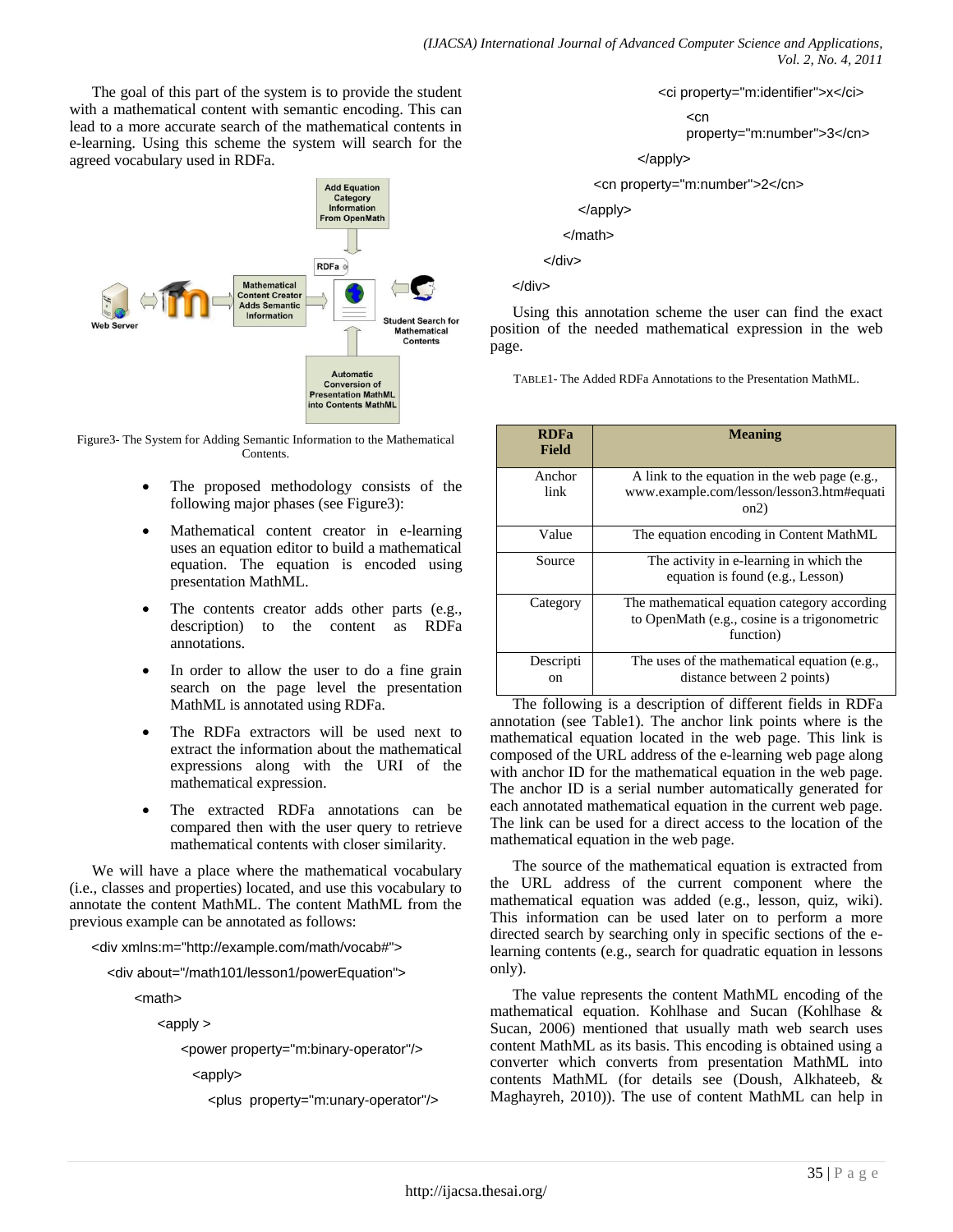The goal of this part of the system is to provide the student with a mathematical content with semantic encoding. This can lead to a more accurate search of the mathematical contents in e-learning. Using this scheme the system will search for the agreed vocabulary used in RDFa.

Figure3- The System for Adding Semantic Information to the Mathematical Contents.

- The proposed methodology consists of the following major phases (see Figure3):
- Mathematical content creator in e-learning uses an equation editor to build a mathematical equation. The equation is encoded using presentation MathML.
- The contents creator adds other parts (e.g., description) to the content as RDFa annotations.
- In order to allow the user to do a fine grain search on the page level the presentation MathML is annotated using RDFa.
- The RDFa extractors will be used next to extract the information about the mathematical expressions along with the URI of the mathematical expression.
- The extracted RDFa annotations can be compared then with the user query to retrieve mathematical contents with closer similarity.

We will have a place where the mathematical vocabulary (i.e., classes and properties) located, and use this vocabulary to annotate the content MathML. The content MathML from the previous example can be annotated as follows:

```
<div xmlns:m="http://example.com/math/vocab#">
  <div about="/math101/lesson1/powerEquation">
    <math>
      <apply >
        <power property="m:binary-operator"/>
          <apply>
            <plus  property="m:unary-operator"/>
              <ci property="m:identifier">x</ci>
                <cn
                property="m:number">3</cn>
          </apply>
        <cn property="m:number">2</cn>
      </apply>
    </math>
  </div>
</div>
```

Using this annotation scheme the user can find the exact position of the needed mathematical expression in the web page.

TABLE1- The Added RDFa Annotations to the Presentation MathML.

| RDFa Field | Meaning |
|---|---|
| Anchor link | A link to the equation in the web page (e.g., www.example.com/lesson/lesson3.htm#equation2) |
| Value | The equation encoding in Content MathML |
| Source | The activity in e-learning in which the equation is found (e.g., Lesson) |
| Category | The mathematical equation category according to OpenMath (e.g., cosine is a trigonometric function) |
| Description | The uses of the mathematical equation (e.g., distance between 2 points) |

The following is a description of different fields in RDFa annotation (see Table1). The anchor link points where is the mathematical equation located in the web page. This link is composed of the URL address of the e-learning web page along with anchor ID for the mathematical equation in the web page. The anchor ID is a serial number automatically generated for each annotated mathematical equation in the current web page. The link can be used for a direct access to the location of the mathematical equation in the web page.

The source of the mathematical equation is extracted from the URL address of the current component where the mathematical equation was added (e.g., lesson, quiz, wiki). This information can be used later on to perform a more directed search by searching only in specific sections of the e-learning contents (e.g., search for quadratic equation in lessons only).

The value represents the content MathML encoding of the mathematical equation. Kohlhase and Sucan (Kohlhase & Sucan, 2006) mentioned that usually math web search uses content MathML as its basis. This encoding is obtained using a converter which converts from presentation MathML into contents MathML (for details see (Doush, Alkhateeb, & Maghayreh, 2010)). The use of content MathML can help in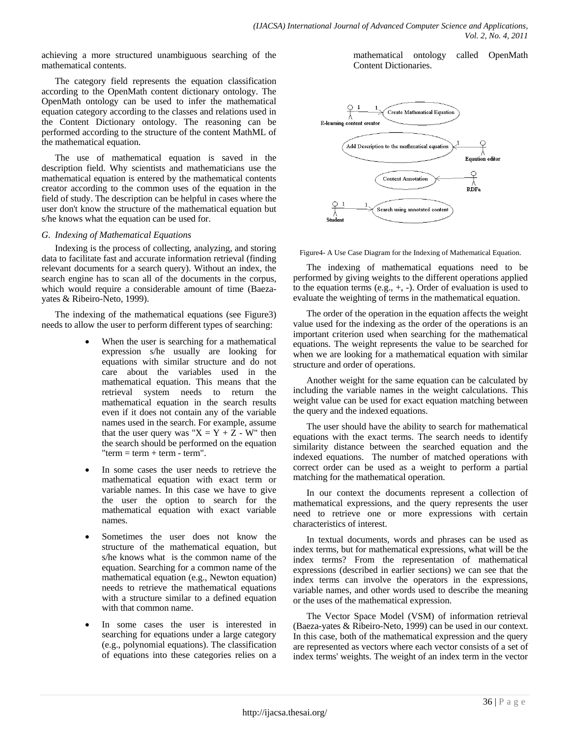achieving a more structured unambiguous searching of the mathematical contents.

The category field represents the equation classification according to the OpenMath content dictionary ontology. The OpenMath ontology can be used to infer the mathematical equation category according to the classes and relations used in the Content Dictionary ontology. The reasoning can be performed according to the structure of the content MathML of the mathematical equation.

The use of mathematical equation is saved in the description field. Why scientists and mathematicians use the mathematical equation is entered by the mathematical contents creator according to the common uses of the equation in the field of study. The description can be helpful in cases where the user don't know the structure of the mathematical equation but s/he knows what the equation can be used for.

### *G. Indexing of Mathematical Equations*

Indexing is the process of collecting, analyzing, and storing data to facilitate fast and accurate information retrieval (finding relevant documents for a search query). Without an index, the search engine has to scan all of the documents in the corpus, which would require a considerable amount of time (Baeza-yates & Ribeiro-Neto, 1999).

The indexing of the mathematical equations (see Figure3) needs to allow the user to perform different types of searching:

- When the user is searching for a mathematical expression s/he usually are looking for equations with similar structure and do not care about the variables used in the mathematical equation. This means that the retrieval system needs to return the mathematical equation in the search results even if it does not contain any of the variable names used in the search. For example, assume that the user query was "X = Y + Z - W" then the search should be performed on the equation "term = term + term - term".
- In some cases the user needs to retrieve the mathematical equation with exact term or variable names. In this case we have to give the user the option to search for the mathematical equation with exact variable names.
- Sometimes the user does not know the structure of the mathematical equation, but s/he knows what is the common name of the equation. Searching for a common name of the mathematical equation (e.g., Newton equation) needs to retrieve the mathematical equations with a structure similar to a defined equation with that common name.
- In some cases the user is interested in searching for equations under a large category (e.g., polynomial equations). The classification of equations into these categories relies on a mathematical ontology called OpenMath Content Dictionaries.

Figure4- A Use Case Diagram for the Indexing of Mathematical Equation.

The indexing of mathematical equations need to be performed by giving weights to the different operations applied to the equation terms (e.g., +, -). Order of evaluation is used to evaluate the weighting of terms in the mathematical equation.

The order of the operation in the equation affects the weight value used for the indexing as the order of the operations is an important criterion used when searching for the mathematical equations. The weight represents the value to be searched for when we are looking for a mathematical equation with similar structure and order of operations.

Another weight for the same equation can be calculated by including the variable names in the weight calculations. This weight value can be used for exact equation matching between the query and the indexed equations.

The user should have the ability to search for mathematical equations with the exact terms. The search needs to identify similarity distance between the searched equation and the indexed equations. The number of matched operations with correct order can be used as a weight to perform a partial matching for the mathematical operation.

In our context the documents represent a collection of mathematical expressions, and the query represents the user need to retrieve one or more expressions with certain characteristics of interest.

In textual documents, words and phrases can be used as index terms, but for mathematical expressions, what will be the index terms? From the representation of mathematical expressions (described in earlier sections) we can see that the index terms can involve the operators in the expressions, variable names, and other words used to describe the meaning or the uses of the mathematical expression.

The Vector Space Model (VSM) of information retrieval (Baeza-yates & Ribeiro-Neto, 1999) can be used in our context. In this case, both of the mathematical expression and the query are represented as vectors where each vector consists of a set of index terms' weights. The weight of an index term in the vector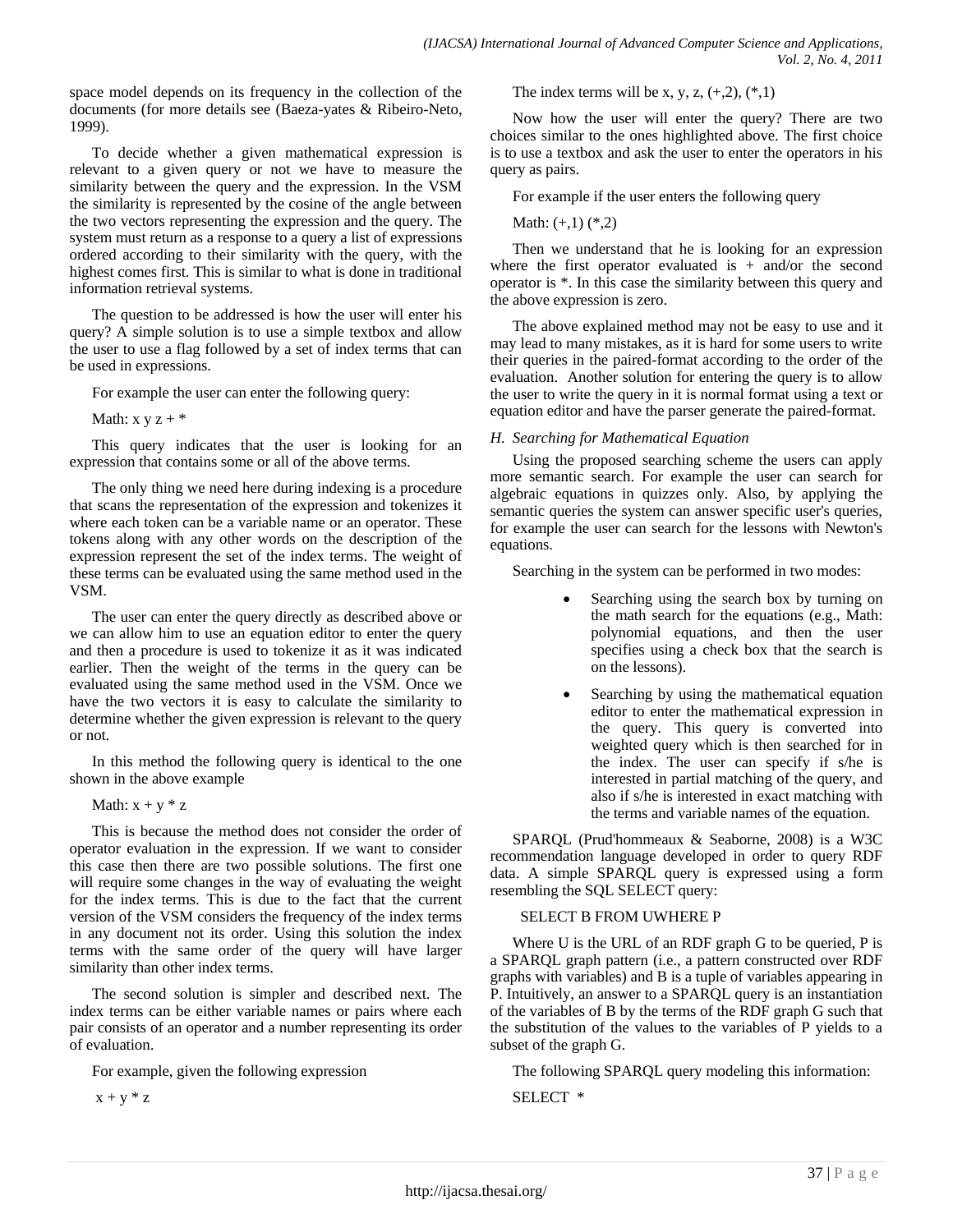space model depends on its frequency in the collection of the documents (for more details see (Baeza-yates & Ribeiro-Neto, 1999).

To decide whether a given mathematical expression is relevant to a given query or not we have to measure the similarity between the query and the expression. In the VSM the similarity is represented by the cosine of the angle between the two vectors representing the expression and the query. The system must return as a response to a query a list of expressions ordered according to their similarity with the query, with the highest comes first. This is similar to what is done in traditional information retrieval systems.

The question to be addressed is how the user will enter his query? A simple solution is to use a simple textbox and allow the user to use a flag followed by a set of index terms that can be used in expressions.

For example the user can enter the following query:

Math: x y z + *

This query indicates that the user is looking for an expression that contains some or all of the above terms.

The only thing we need here during indexing is a procedure that scans the representation of the expression and tokenizes it where each token can be a variable name or an operator. These tokens along with any other words on the description of the expression represent the set of the index terms. The weight of these terms can be evaluated using the same method used in the VSM.

The user can enter the query directly as described above or we can allow him to use an equation editor to enter the query and then a procedure is used to tokenize it as it was indicated earlier. Then the weight of the terms in the query can be evaluated using the same method used in the VSM. Once we have the two vectors it is easy to calculate the similarity to determine whether the given expression is relevant to the query or not.

In this method the following query is identical to the one shown in the above example

Math: x + y * z

This is because the method does not consider the order of operator evaluation in the expression. If we want to consider this case then there are two possible solutions. The first one will require some changes in the way of evaluating the weight for the index terms. This is due to the fact that the current version of the VSM considers the frequency of the index terms in any document not its order. Using this solution the index terms with the same order of the query will have larger similarity than other index terms.

The second solution is simpler and described next. The index terms can be either variable names or pairs where each pair consists of an operator and a number representing its order of evaluation.

For example, given the following expression

x + y * z

The index terms will be x, y, z, (+,2), (*,1)

Now how the user will enter the query? There are two choices similar to the ones highlighted above. The first choice is to use a textbox and ask the user to enter the operators in his query as pairs.

For example if the user enters the following query

Math: (+,1) (*,2)

Then we understand that he is looking for an expression where the first operator evaluated is + and/or the second operator is *. In this case the similarity between this query and the above expression is zero.

The above explained method may not be easy to use and it may lead to many mistakes, as it is hard for some users to write their queries in the paired-format according to the order of the evaluation. Another solution for entering the query is to allow the user to write the query in it is normal format using a text or equation editor and have the parser generate the paired-format.

### *H. Searching for Mathematical Equation*

Using the proposed searching scheme the users can apply more semantic search. For example the user can search for algebraic equations in quizzes only. Also, by applying the semantic queries the system can answer specific user's queries, for example the user can search for the lessons with Newton's equations.

Searching in the system can be performed in two modes:

- Searching using the search box by turning on the math search for the equations (e.g., Math: polynomial equations, and then the user specifies using a check box that the search is on the lessons).
- Searching by using the mathematical equation editor to enter the mathematical expression in the query. This query is converted into weighted query which is then searched for in the index. The user can specify if s/he is interested in partial matching of the query, and also if s/he is interested in exact matching with the terms and variable names of the equation.

SPARQL (Prud'hommeaux & Seaborne, 2008) is a W3C recommendation language developed in order to query RDF data. A simple SPARQL query is expressed using a form resembling the SQL SELECT query:

SELECT B FROM UWHERE P

Where U is the URL of an RDF graph G to be queried, P is a SPARQL graph pattern (i.e., a pattern constructed over RDF graphs with variables) and B is a tuple of variables appearing in P. Intuitively, an answer to a SPARQL query is an instantiation of the variables of B by the terms of the RDF graph G such that the substitution of the values to the variables of P yields to a subset of the graph G.

The following SPARQL query modeling this information:

SELECT *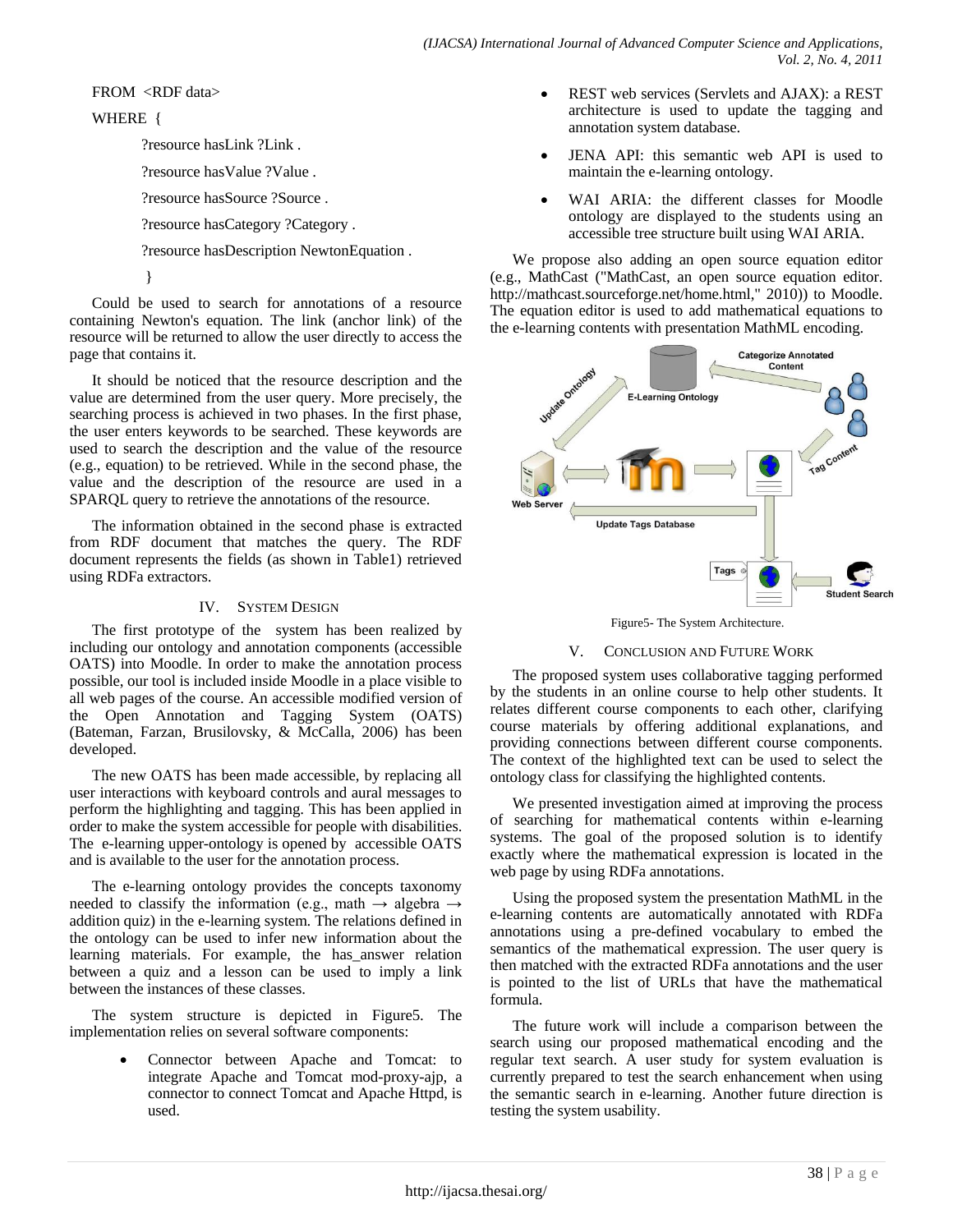```
FROM <RDF data>
WHERE {
    ?resource hasLink ?Link .
    ?resource hasValue ?Value .
    ?resource hasSource ?Source .
    ?resource hasCategory ?Category .
    ?resource hasDescription NewtonEquation .
}
```

Could be used to search for annotations of a resource containing Newton's equation. The link (anchor link) of the resource will be returned to allow the user directly to access the page that contains it.

It should be noticed that the resource description and the value are determined from the user query. More precisely, the searching process is achieved in two phases. In the first phase, the user enters keywords to be searched. These keywords are used to search the description and the value of the resource (e.g., equation) to be retrieved. While in the second phase, the value and the description of the resource are used in a SPARQL query to retrieve the annotations of the resource.

The information obtained in the second phase is extracted from RDF document that matches the query. The RDF document represents the fields (as shown in Table1) retrieved using RDFa extractors.

## IV. SYSTEM DESIGN

The first prototype of the system has been realized by including our ontology and annotation components (accessible OATS) into Moodle. In order to make the annotation process possible, our tool is included inside Moodle in a place visible to all web pages of the course. An accessible modified version of the Open Annotation and Tagging System (OATS) (Bateman, Farzan, Brusilovsky, & McCalla, 2006) has been developed.

The new OATS has been made accessible, by replacing all user interactions with keyboard controls and aural messages to perform the highlighting and tagging. This has been applied in order to make the system accessible for people with disabilities. The e-learning upper-ontology is opened by accessible OATS and is available to the user for the annotation process.

The e-learning ontology provides the concepts taxonomy needed to classify the information (e.g., math → algebra → addition quiz) in the e-learning system. The relations defined in the ontology can be used to infer new information about the learning materials. For example, the has_answer relation between a quiz and a lesson can be used to imply a link between the instances of these classes.

The system structure is depicted in Figure5. The implementation relies on several software components:

- Connector between Apache and Tomcat: to integrate Apache and Tomcat mod-proxy-ajp, a connector to connect Tomcat and Apache Httpd, is used.
- REST web services (Servlets and AJAX): a REST architecture is used to update the tagging and annotation system database.
- JENA API: this semantic web API is used to maintain the e-learning ontology.
- WAI ARIA: the different classes for Moodle ontology are displayed to the students using an accessible tree structure built using WAI ARIA.

We propose also adding an open source equation editor (e.g., MathCast ("MathCast, an open source equation editor. http://mathcast.sourceforge.net/home.html," 2010)) to Moodle. The equation editor is used to add mathematical equations to the e-learning contents with presentation MathML encoding.

Figure5- The System Architecture.

## V. CONCLUSION AND FUTURE WORK

The proposed system uses collaborative tagging performed by the students in an online course to help other students. It relates different course components to each other, clarifying course materials by offering additional explanations, and providing connections between different course components. The context of the highlighted text can be used to select the ontology class for classifying the highlighted contents.

We presented investigation aimed at improving the process of searching for mathematical contents within e-learning systems. The goal of the proposed solution is to identify exactly where the mathematical expression is located in the web page by using RDFa annotations.

Using the proposed system the presentation MathML in the e-learning contents are automatically annotated with RDFa annotations using a pre-defined vocabulary to embed the semantics of the mathematical expression. The user query is then matched with the extracted RDFa annotations and the user is pointed to the list of URLs that have the mathematical formula.

The future work will include a comparison between the search using our proposed mathematical encoding and the regular text search. A user study for system evaluation is currently prepared to test the search enhancement when using the semantic search in e-learning. Another future direction is testing the system usability.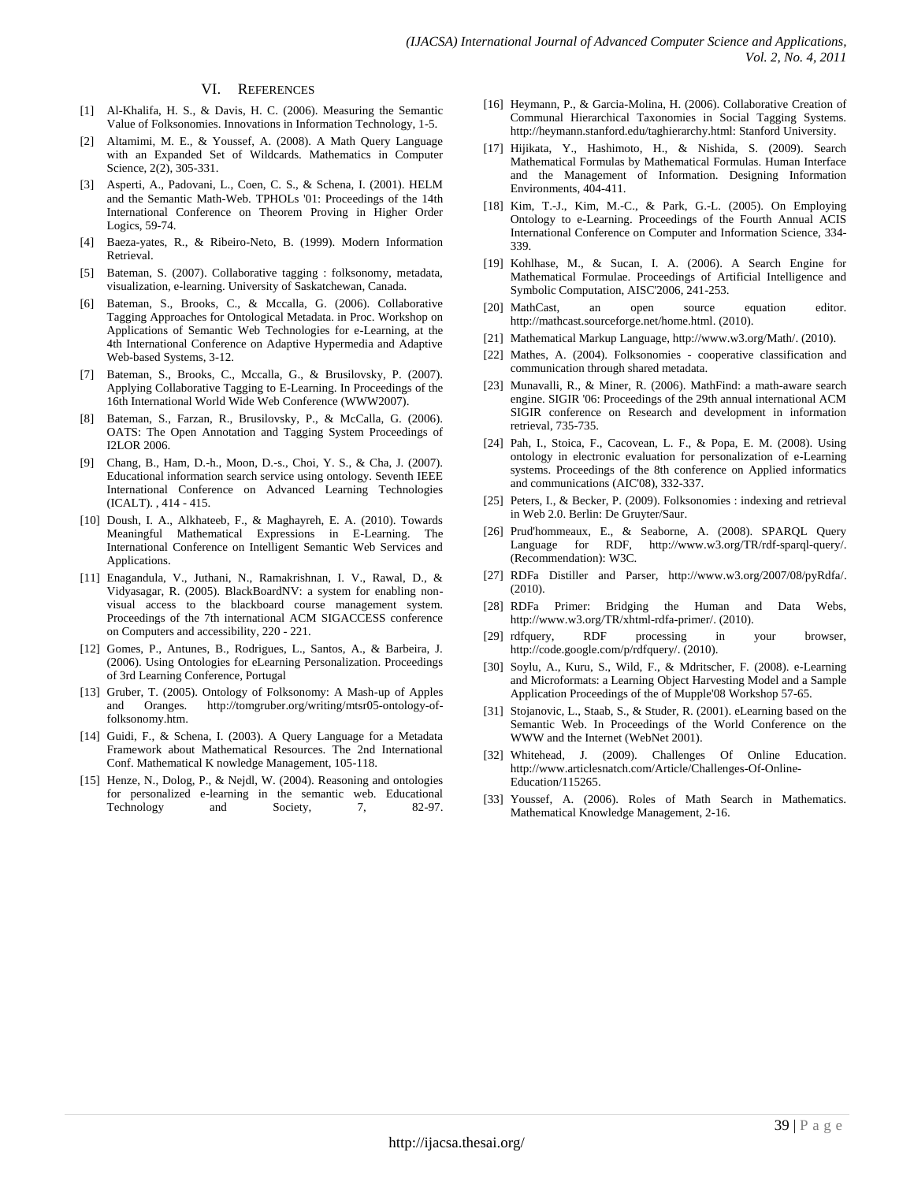## VI. REFERENCES

[1] Al-Khalifa, H. S., & Davis, H. C. (2006). Measuring the Semantic Value of Folksonomies. Innovations in Information Technology, 1-5.

[2] Altamimi, M. E., & Youssef, A. (2008). A Math Query Language with an Expanded Set of Wildcards. Mathematics in Computer Science, 2(2), 305-331.

[3] Asperti, A., Padovani, L., Coen, C. S., & Schena, I. (2001). HELM and the Semantic Math-Web. TPHOLs '01: Proceedings of the 14th International Conference on Theorem Proving in Higher Order Logics, 59-74.

[4] Baeza-yates, R., & Ribeiro-Neto, B. (1999). Modern Information Retrieval.

[5] Bateman, S. (2007). Collaborative tagging : folksonomy, metadata, visualization, e-learning. University of Saskatchewan, Canada.

[6] Bateman, S., Brooks, C., & Mccalla, G. (2006). Collaborative Tagging Approaches for Ontological Metadata. in Proc. Workshop on Applications of Semantic Web Technologies for e-Learning, at the 4th International Conference on Adaptive Hypermedia and Adaptive Web-based Systems, 3-12.

[7] Bateman, S., Brooks, C., Mccalla, G., & Brusilovsky, P. (2007). Applying Collaborative Tagging to E-Learning. In Proceedings of the 16th International World Wide Web Conference (WWW2007).

[8] Bateman, S., Farzan, R., Brusilovsky, P., & McCalla, G. (2006). OATS: The Open Annotation and Tagging System Proceedings of I2LOR 2006.

[9] Chang, B., Ham, D.-h., Moon, D.-s., Choi, Y. S., & Cha, J. (2007). Educational information search service using ontology. Seventh IEEE International Conference on Advanced Learning Technologies (ICALT). , 414 - 415.

[10] Doush, I. A., Alkhateeb, F., & Maghayreh, E. A. (2010). Towards Meaningful Mathematical Expressions in E-Learning. The International Conference on Intelligent Semantic Web Services and Applications.

[11] Enagandula, V., Juthani, N., Ramakrishnan, I. V., Rawal, D., & Vidyasagar, R. (2005). BlackBoardNV: a system for enabling non-visual access to the blackboard course management system. Proceedings of the 7th international ACM SIGACCESS conference on Computers and accessibility, 220 - 221.

[12] Gomes, P., Antunes, B., Rodrigues, L., Santos, A., & Barbeira, J. (2006). Using Ontologies for eLearning Personalization. Proceedings of 3rd Learning Conference, Portugal

[13] Gruber, T. (2005). Ontology of Folksonomy: A Mash-up of Apples and Oranges. http://tomgruber.org/writing/mtsr05-ontology-of-folksonomy.htm.

[14] Guidi, F., & Schena, I. (2003). A Query Language for a Metadata Framework about Mathematical Resources. The 2nd International Conf. Mathematical K nowledge Management, 105-118.

[15] Henze, N., Dolog, P., & Nejdl, W. (2004). Reasoning and ontologies for personalized e-learning in the semantic web. Educational Technology and Society, 7, 82-97.

[16] Heymann, P., & Garcia-Molina, H. (2006). Collaborative Creation of Communal Hierarchical Taxonomies in Social Tagging Systems. http://heymann.stanford.edu/taghierarchy.html: Stanford University.

[17] Hijikata, Y., Hashimoto, H., & Nishida, S. (2009). Search Mathematical Formulas by Mathematical Formulas. Human Interface and the Management of Information. Designing Information Environments, 404-411.

[18] Kim, T.-J., Kim, M.-C., & Park, G.-L. (2005). On Employing Ontology to e-Learning. Proceedings of the Fourth Annual ACIS International Conference on Computer and Information Science, 334-339.

[19] Kohlhase, M., & Sucan, I. A. (2006). A Search Engine for Mathematical Formulae. Proceedings of Artificial Intelligence and Symbolic Computation, AISC'2006, 241-253.

[20] MathCast, an open source equation editor. http://mathcast.sourceforge.net/home.html. (2010).

[21] Mathematical Markup Language, http://www.w3.org/Math/. (2010).

[22] Mathes, A. (2004). Folksonomies - cooperative classification and communication through shared metadata.

[23] Munavalli, R., & Miner, R. (2006). MathFind: a math-aware search engine. SIGIR '06: Proceedings of the 29th annual international ACM SIGIR conference on Research and development in information retrieval, 735-735.

[24] Pah, I., Stoica, F., Cacovean, L. F., & Popa, E. M. (2008). Using ontology in electronic evaluation for personalization of e-Learning systems. Proceedings of the 8th conference on Applied informatics and communications (AIC'08), 332-337.

[25] Peters, I., & Becker, P. (2009). Folksonomies : indexing and retrieval in Web 2.0. Berlin: De Gruyter/Saur.

[26] Prud'hommeaux, E., & Seaborne, A. (2008). SPARQL Query Language for RDF, http://www.w3.org/TR/rdf-sparql-query/. (Recommendation): W3C.

[27] RDFa Distiller and Parser, http://www.w3.org/2007/08/pyRdfa/. (2010).

[28] RDFa Primer: Bridging the Human and Data Webs, http://www.w3.org/TR/xhtml-rdfa-primer/. (2010).

[29] rdfquery, RDF processing in your browser, http://code.google.com/p/rdfquery/. (2010).

[30] Soylu, A., Kuru, S., Wild, F., & Mdritscher, F. (2008). e-Learning and Microformats: a Learning Object Harvesting Model and a Sample Application Proceedings of the of Mupple'08 Workshop 57-65.

[31] Stojanovic, L., Staab, S., & Studer, R. (2001). eLearning based on the Semantic Web. In Proceedings of the World Conference on the WWW and the Internet (WebNet 2001).

[32] Whitehead, J. (2009). Challenges Of Online Education. http://www.articlesnatch.com/Article/Challenges-Of-Online-Education/115265.

[33] Youssef, A. (2006). Roles of Math Search in Mathematics. Mathematical Knowledge Management, 2-16.